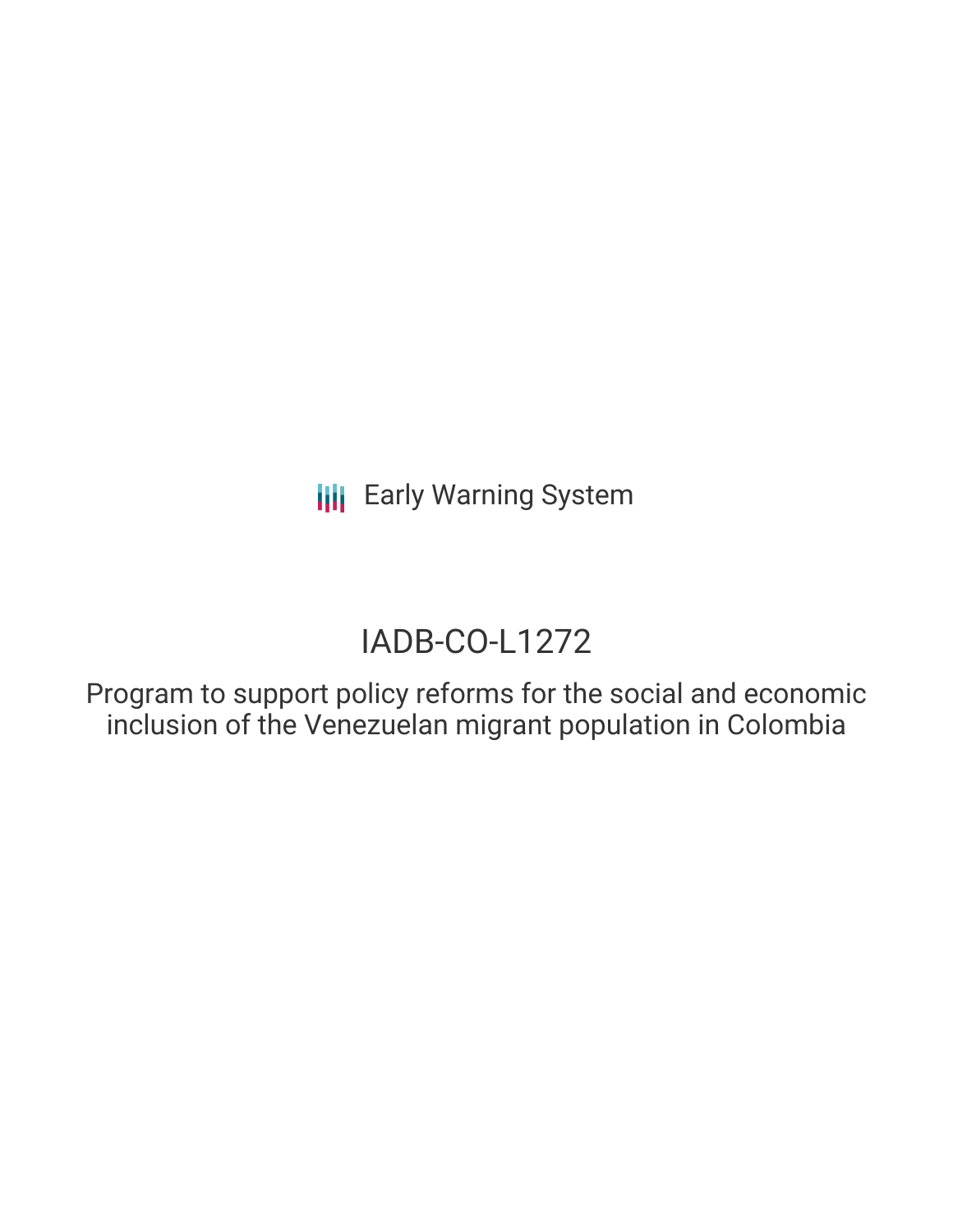Early Warning System

# IADB-CO-L1272

Program to support policy reforms for the social and economic inclusion of the Venezuelan migrant population in Colombia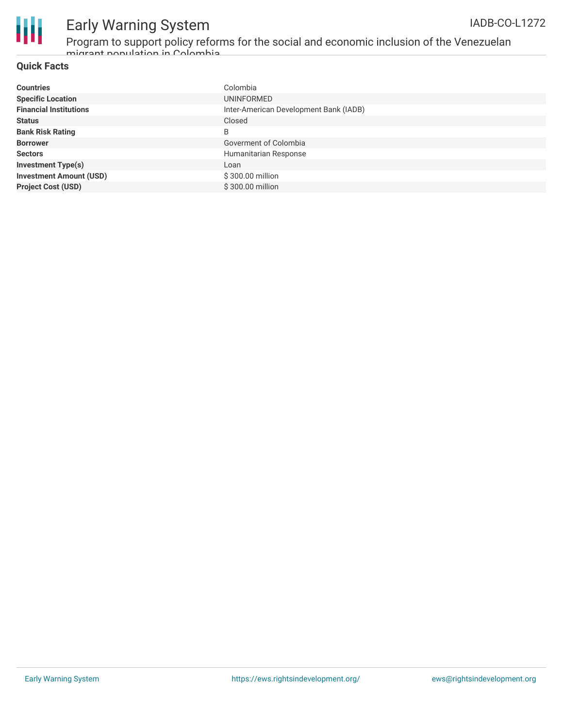## Quick Facts

| | |
|---|---|
| **Countries** | Colombia |
| **Specific Location** | UNINFORMED |
| **Financial Institutions** | Inter-American Development Bank (IADB) |
| **Status** | Closed |
| **Bank Risk Rating** | B |
| **Borrower** | Goverment of Colombia |
| **Sectors** | Humanitarian Response |
| **Investment Type(s)** | Loan |
| **Investment Amount (USD)** | $ 300.00 million |
| **Project Cost (USD)** | $ 300.00 million |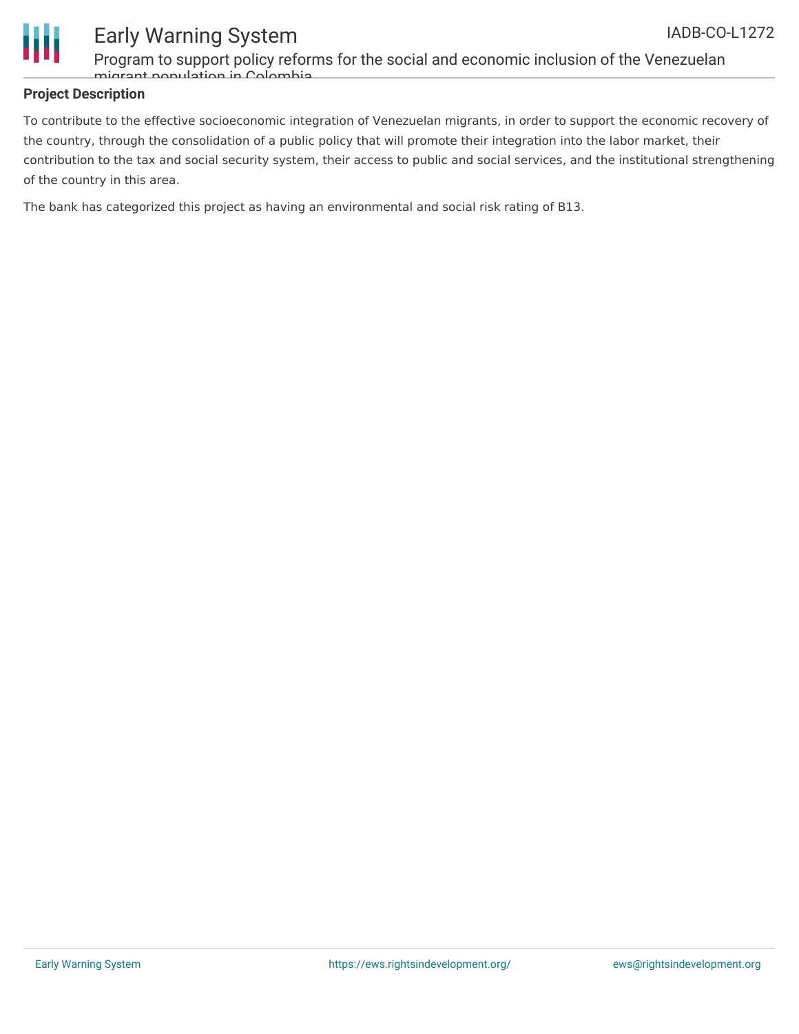## Project Description

To contribute to the effective socioeconomic integration of Venezuelan migrants, in order to support the economic recovery of the country, through the consolidation of a public policy that will promote their integration into the labor market, their contribution to the tax and social security system, their access to public and social services, and the institutional strengthening of the country in this area.

The bank has categorized this project as having an environmental and social risk rating of B13.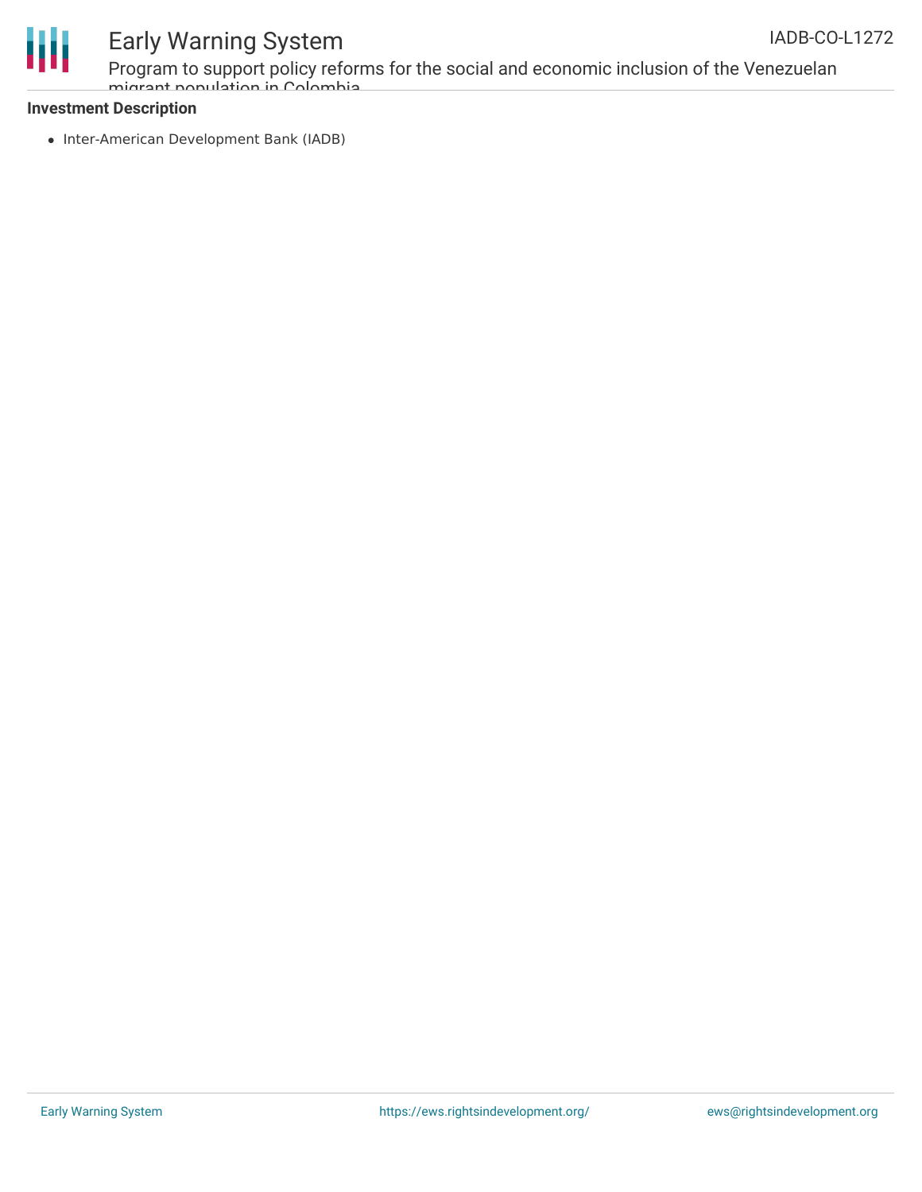### Investment Description

- Inter-American Development Bank (IADB)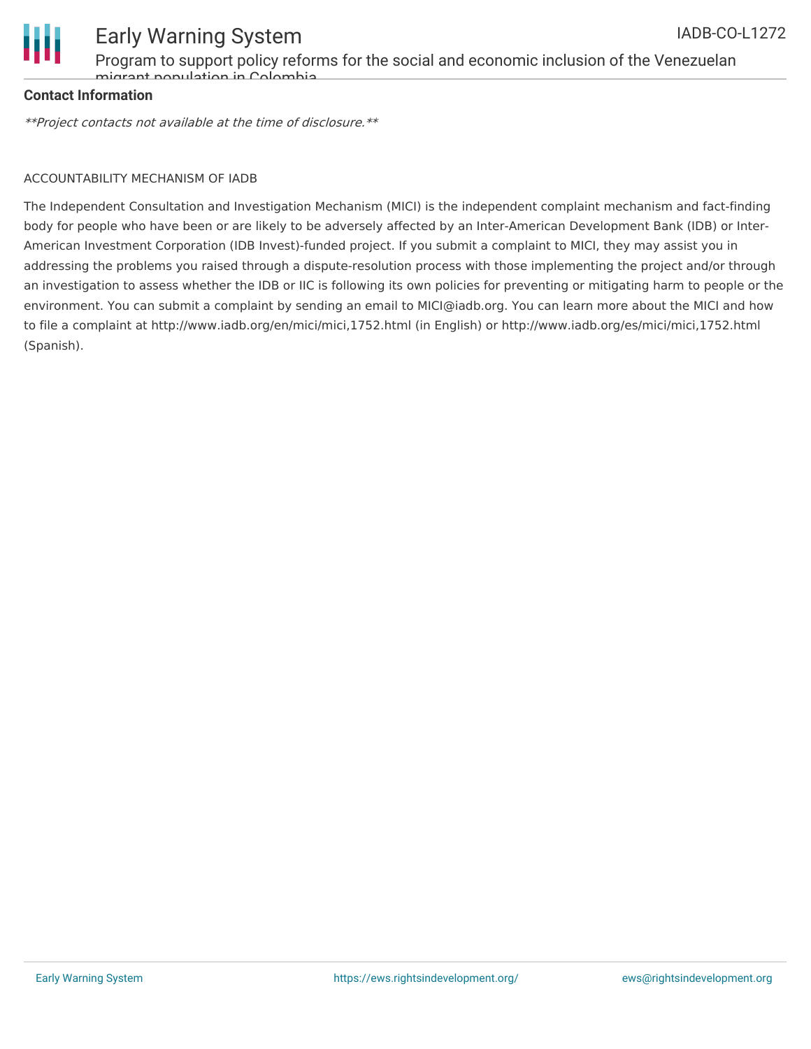**Contact Information**

*\*\*Project contacts not available at the time of disclosure.\*\**

ACCOUNTABILITY MECHANISM OF IADB

The Independent Consultation and Investigation Mechanism (MICI) is the independent complaint mechanism and fact-finding body for people who have been or are likely to be adversely affected by an Inter-American Development Bank (IDB) or Inter-American Investment Corporation (IDB Invest)-funded project. If you submit a complaint to MICI, they may assist you in addressing the problems you raised through a dispute-resolution process with those implementing the project and/or through an investigation to assess whether the IDB or IIC is following its own policies for preventing or mitigating harm to people or the environment. You can submit a complaint by sending an email to MICI@iadb.org. You can learn more about the MICI and how to file a complaint at http://www.iadb.org/en/mici/mici,1752.html (in English) or http://www.iadb.org/es/mici/mici,1752.html (Spanish).